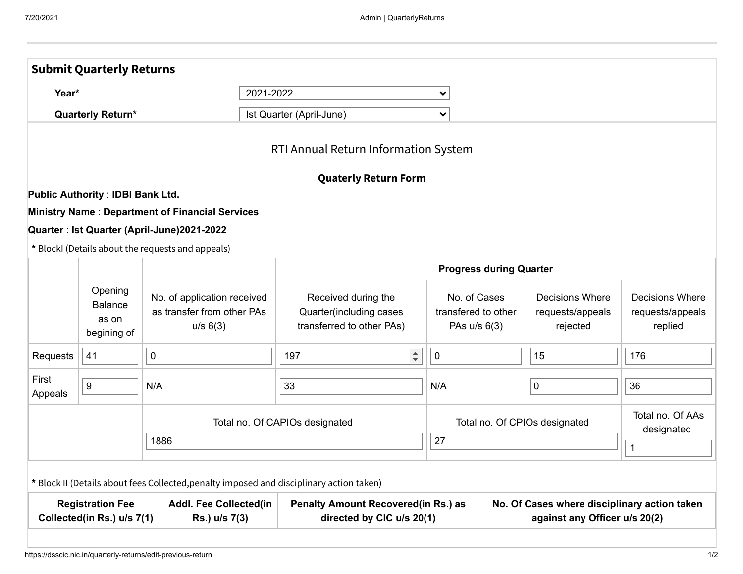## Submit Quarterly Returns

**Year*** 2021-2022

**Quarterly Return*** Ist Quarter (April-June)

RTI Annual Return Information System

**Quaterly Return Form**

**Public Authority** : **IDBI Bank Ltd.**

**Ministry Name** : **Department of Financial Services**

**Quarter** : **Ist Quarter (April-June)2021-2022**

**\*** BlockI (Details about the requests and appeals)

| | | | **Progress during Quarter** | | | |
|---|---|---|---|---|---|---|
| | Opening Balance as on begining of | No. of application received as transfer from other PAs u/s 6(3) | Received during the Quarter(including cases transferred to other PAs) | No. of Cases transfered to other PAs u/s 6(3) | Decisions Where requests/appeals rejected | Decisions Where requests/appeals replied |
| Requests | 41 | 0 | 197 | 0 | 15 | 176 |
| First Appeals | 9 | N/A | 33 | N/A | 0 | 36 |
| | | Total no. Of CAPIOs designated: 1886 | | Total no. Of CPIOs designated: 27 | | Total no. Of AAs designated: 1 |

**\*** Block II (Details about fees Collected,penalty imposed and disciplinary action taken)

| **Registration Fee Collected(in Rs.) u/s 7(1)** | **Addl. Fee Collected(in Rs.) u/s 7(3)** | **Penalty Amount Recovered(in Rs.) as directed by CIC u/s 20(1)** | **No. Of Cases where disciplinary action taken against any Officer u/s 20(2)** |
|---|---|---|---|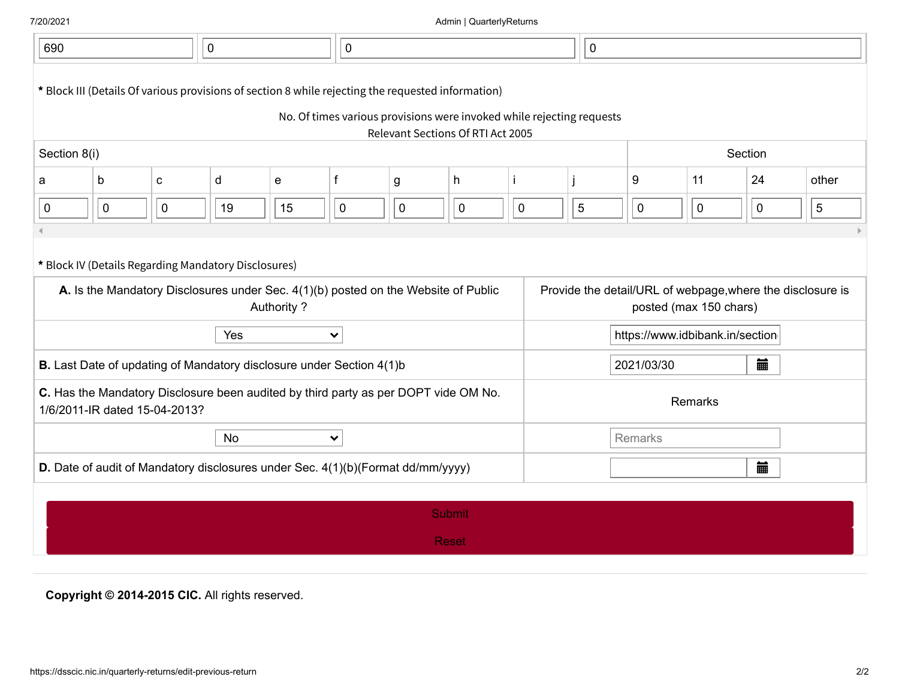| | | | |
|---|---|---|---|
| 690 | 0 | 0 | 0 |

**\*** Block III (Details Of various provisions of section 8 while rejecting the requested information)

No. Of times various provisions were invoked while rejecting requests
Relevant Sections Of RTI Act 2005

| Section 8(i) | | | | | | | | | | Section | | | |
|---|---|---|---|---|---|---|---|---|---|---|---|---|---|
| a | b | c | d | e | f | g | h | i | j | 9 | 11 | 24 | other |
| 0 | 0 | 0 | 19 | 15 | 0 | 0 | 0 | 0 | 5 | 0 | 0 | 0 | 5 |

**\*** Block IV (Details Regarding Mandatory Disclosures)

| | |
|---|---|
| **A.** Is the Mandatory Disclosures under Sec. 4(1)(b) posted on the Website of Public Authority ? | Provide the detail/URL of webpage,where the disclosure is posted (max 150 chars) |
| Yes | https://www.idbibank.in/section |
| **B.** Last Date of updating of Mandatory disclosure under Section 4(1)b | 2021/03/30 |
| **C.** Has the Mandatory Disclosure been audited by third party as per DOPT vide OM No. 1/6/2011-IR dated 15-04-2013? | Remarks |
| No | Remarks |
| **D.** Date of audit of Mandatory disclosures under Sec. 4(1)(b)(Format dd/mm/yyyy) | |

Submit

Reset

**Copyright © 2014-2015 CIC.** All rights reserved.